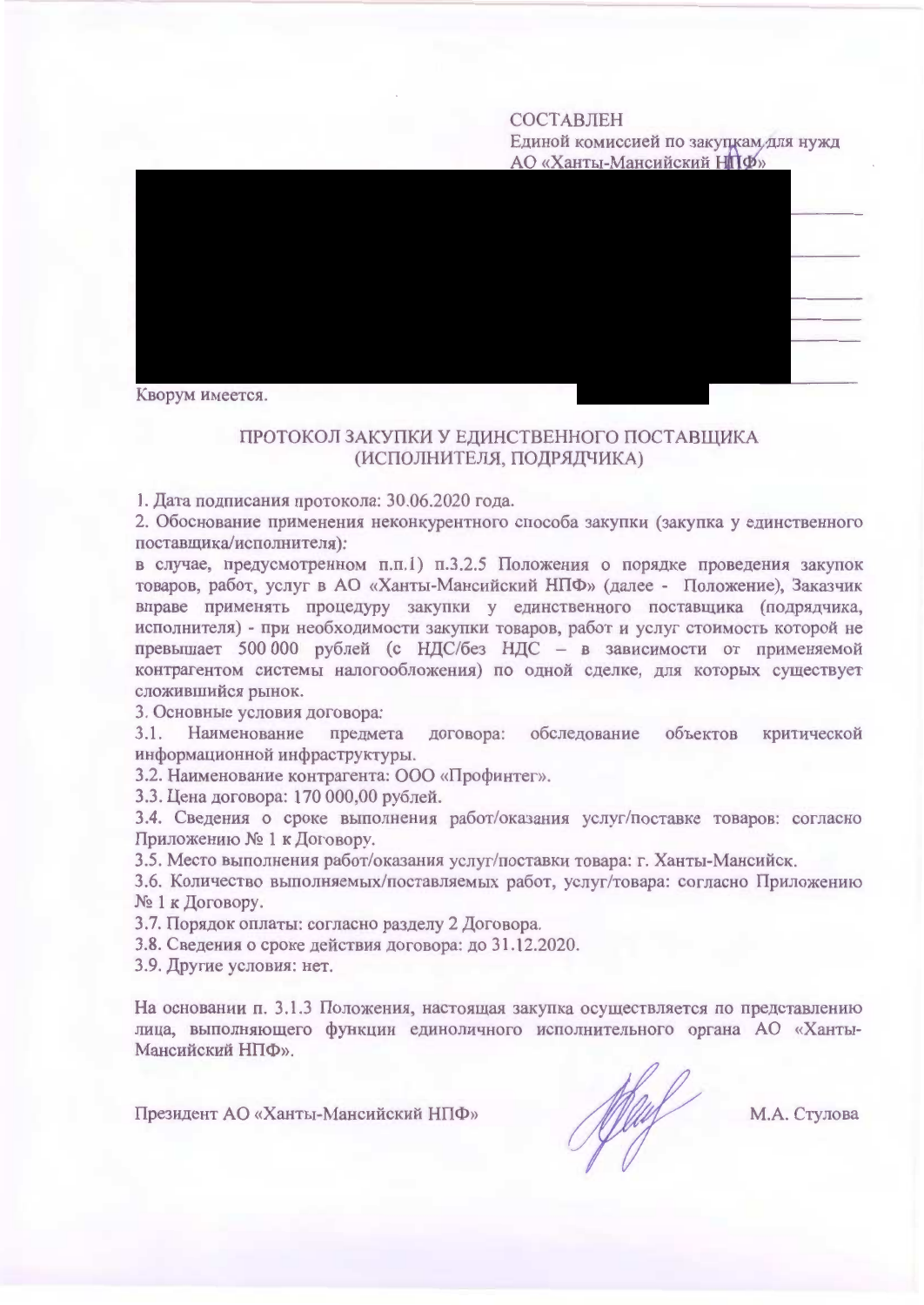СОСТАВЛЕН
Единой комиссией по закупкам для нужд
АО «Ханты-Мансийский НПФ»

Кворум имеется.

## ПРОТОКОЛ ЗАКУПКИ У ЕДИНСТВЕННОГО ПОСТАВЩИКА (ИСПОЛНИТЕЛЯ, ПОДРЯДЧИКА)

1. Дата подписания протокола: 30.06.2020 года.

2. Обоснование применения неконкурентного способа закупки (закупка у единственного поставщика/исполнителя):

в случае, предусмотренном п.п.1) п.3.2.5 Положения о порядке проведения закупок товаров, работ, услуг в АО «Ханты-Мансийский НПФ» (далее - Положение), Заказчик вправе применять процедуру закупки у единственного поставщика (подрядчика, исполнителя) - при необходимости закупки товаров, работ и услуг стоимость которой не превышает 500 000 рублей (с НДС/без НДС – в зависимости от применяемой контрагентом системы налогообложения) по одной сделке, для которых существует сложившийся рынок.

3. Основные условия договора:

3.1. Наименование предмета договора: обследование объектов критической информационной инфраструктуры.

3.2. Наименование контрагента: ООО «Профинтег».

3.3. Цена договора: 170 000,00 рублей.

3.4. Сведения о сроке выполнения работ/оказания услуг/поставке товаров: согласно Приложению № 1 к Договору.

3.5. Место выполнения работ/оказания услуг/поставки товара: г. Ханты-Мансийск.

3.6. Количество выполняемых/поставляемых работ, услуг/товара: согласно Приложению № 1 к Договору.

3.7. Порядок оплаты: согласно разделу 2 Договора.

3.8. Сведения о сроке действия договора: до 31.12.2020.

3.9. Другие условия: нет.

На основании п. 3.1.3 Положения, настоящая закупка осуществляется по представлению лица, выполняющего функции единоличного исполнительного органа АО «Ханты-Мансийский НПФ».

Президент АО «Ханты-Мансийский НПФ» М.А. Стулова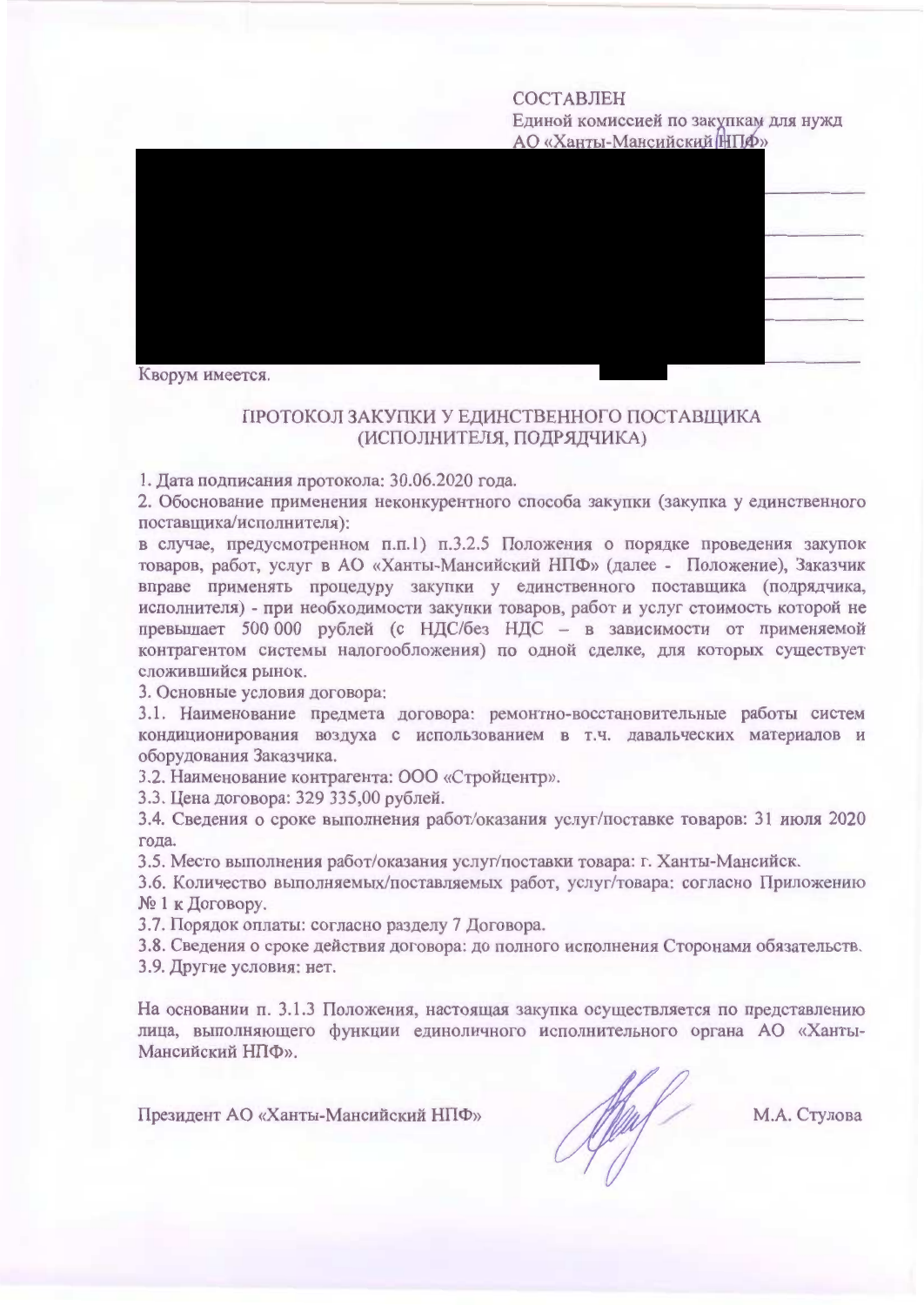СОСТАВЛЕН
Единой комиссией по закупкам для нужд АО «Ханты-Мансийский НПФ»

Кворум имеется.

## ПРОТОКОЛ ЗАКУПКИ У ЕДИНСТВЕННОГО ПОСТАВЩИКА (ИСПОЛНИТЕЛЯ, ПОДРЯДЧИКА)

1. Дата подписания протокола: 30.06.2020 года.

2. Обоснование применения неконкурентного способа закупки (закупка у единственного поставщика/исполнителя):

в случае, предусмотренном п.п.1) п.3.2.5 Положения о порядке проведения закупок товаров, работ, услуг в АО «Ханты-Мансийский НПФ» (далее - Положение), Заказчик вправе применять процедуру закупки у единственного поставщика (подрядчика, исполнителя) - при необходимости закупки товаров, работ и услуг стоимость которой не превышает 500 000 рублей (с НДС/без НДС – в зависимости от применяемой контрагентом системы налогообложения) по одной сделке, для которых существует сложившийся рынок.

3. Основные условия договора:

3.1. Наименование предмета договора: ремонтно-восстановительные работы систем кондиционирования воздуха с использованием в т.ч. давальческих материалов и оборудования Заказчика.

3.2. Наименование контрагента: ООО «Стройцентр».

3.3. Цена договора: 329 335,00 рублей.

3.4. Сведения о сроке выполнения работ/оказания услуг/поставке товаров: 31 июля 2020 года.

3.5. Место выполнения работ/оказания услуг/поставки товара: г. Ханты-Мансийск.

3.6. Количество выполняемых/поставляемых работ, услуг/товара: согласно Приложению № 1 к Договору.

3.7. Порядок оплаты: согласно разделу 7 Договора.

3.8. Сведения о сроке действия договора: до полного исполнения Сторонами обязательств.

3.9. Другие условия: нет.

На основании п. 3.1.3 Положения, настоящая закупка осуществляется по представлению лица, выполняющего функции единоличного исполнительного органа АО «Ханты-Мансийский НПФ».

Президент АО «Ханты-Мансийский НПФ» М.А. Стулова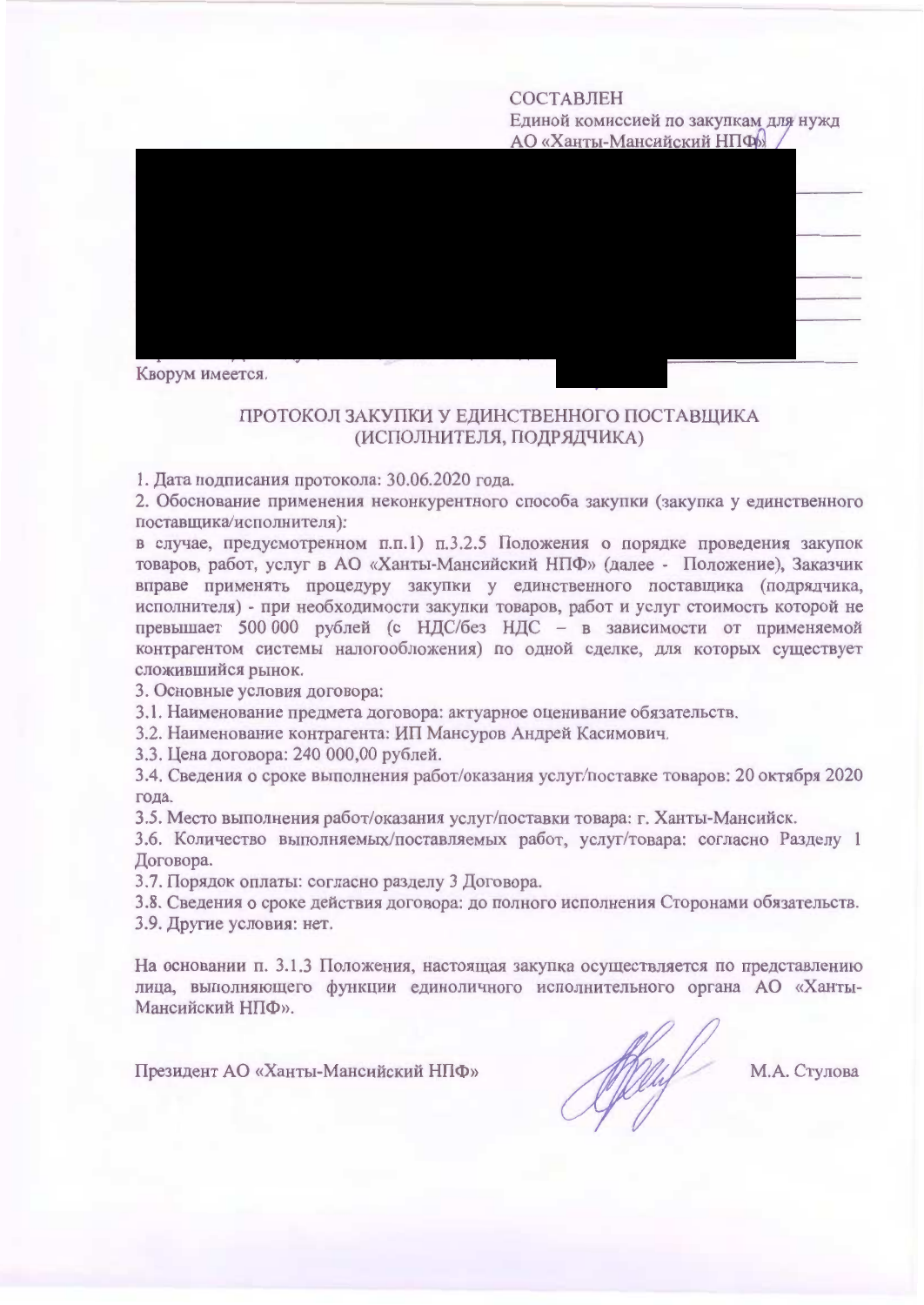СОСТАВЛЕН
Единой комиссией по закупкам для нужд
АО «Ханты-Мансийский НПФ»

Кворум имеется.

## ПРОТОКОЛ ЗАКУПКИ У ЕДИНСТВЕННОГО ПОСТАВЩИКА (ИСПОЛНИТЕЛЯ, ПОДРЯДЧИКА)

1. Дата подписания протокола: 30.06.2020 года.
2. Обоснование применения неконкурентного способа закупки (закупка у единственного поставщика/исполнителя):
в случае, предусмотренном п.п.1) п.3.2.5 Положения о порядке проведения закупок товаров, работ, услуг в АО «Ханты-Мансийский НПФ» (далее - Положение), Заказчик вправе применять процедуру закупки у единственного поставщика (подрядчика, исполнителя) - при необходимости закупки товаров, работ и услуг стоимость которой не превышает 500 000 рублей (с НДС/без НДС – в зависимости от применяемой контрагентом системы налогообложения) по одной сделке, для которых существует сложившийся рынок.
3. Основные условия договора:
3.1. Наименование предмета договора: актуарное оценивание обязательств.
3.2. Наименование контрагента: ИП Мансуров Андрей Касимович.
3.3. Цена договора: 240 000,00 рублей.
3.4. Сведения о сроке выполнения работ/оказания услуг/поставке товаров: 20 октября 2020 года.
3.5. Место выполнения работ/оказания услуг/поставки товара: г. Ханты-Мансийск.
3.6. Количество выполняемых/поставляемых работ, услуг/товара: согласно Разделу 1 Договора.
3.7. Порядок оплаты: согласно разделу 3 Договора.
3.8. Сведения о сроке действия договора: до полного исполнения Сторонами обязательств.
3.9. Другие условия: нет.

На основании п. 3.1.3 Положения, настоящая закупка осуществляется по представлению лица, выполняющего функции единоличного исполнительного органа АО «Ханты-Мансийский НПФ».

Президент АО «Ханты-Мансийский НПФ» М.А. Стулова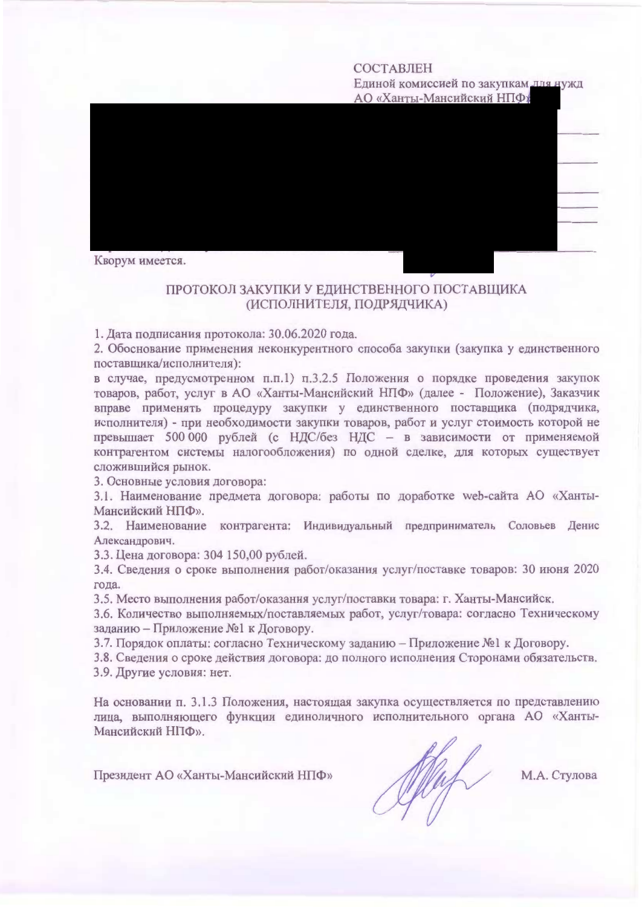СОСТАВЛЕН
Единой комиссией по закупкам для нужд
АО «Ханты-Мансийский НПФ»

Кворум имеется.

## ПРОТОКОЛ ЗАКУПКИ У ЕДИНСТВЕННОГО ПОСТАВЩИКА (ИСПОЛНИТЕЛЯ, ПОДРЯДЧИКА)

1. Дата подписания протокола: 30.06.2020 года.
2. Обоснование применения неконкурентного способа закупки (закупка у единственного поставщика/исполнителя):

в случае, предусмотренном п.п.1) п.3.2.5 Положения о порядке проведения закупок товаров, работ, услуг в АО «Ханты-Мансийский НПФ» (далее - Положение), Заказчик вправе применять процедуру закупки у единственного поставщика (подрядчика, исполнителя) - при необходимости закупки товаров, работ и услуг стоимость которой не превышает 500 000 рублей (с НДС/без НДС – в зависимости от применяемой контрагентом системы налогообложения) по одной сделке, для которых существует сложившийся рынок.

3. Основные условия договора:

3.1. Наименование предмета договора: работы по доработке web-сайта АО «Ханты-Мансийский НПФ».
3.2. Наименование контрагента: Индивидуальный предприниматель Соловьев Денис Александрович.
3.3. Цена договора: 304 150,00 рублей.
3.4. Сведения о сроке выполнения работ/оказания услуг/поставке товаров: 30 июня 2020 года.
3.5. Место выполнения работ/оказания услуг/поставки товара: г. Ханты-Мансийск.
3.6. Количество выполняемых/поставляемых работ, услуг/товара: согласно Техническому заданию – Приложение №1 к Договору.
3.7. Порядок оплаты: согласно Техническому заданию – Приложение №1 к Договору.
3.8. Сведения о сроке действия договора: до полного исполнения Сторонами обязательств.
3.9. Другие условия: нет.

На основании п. 3.1.3 Положения, настоящая закупка осуществляется по представлению лица, выполняющего функции единоличного исполнительного органа АО «Ханты-Мансийский НПФ».

Президент АО «Ханты-Мансийский НПФ» М.А. Стулова